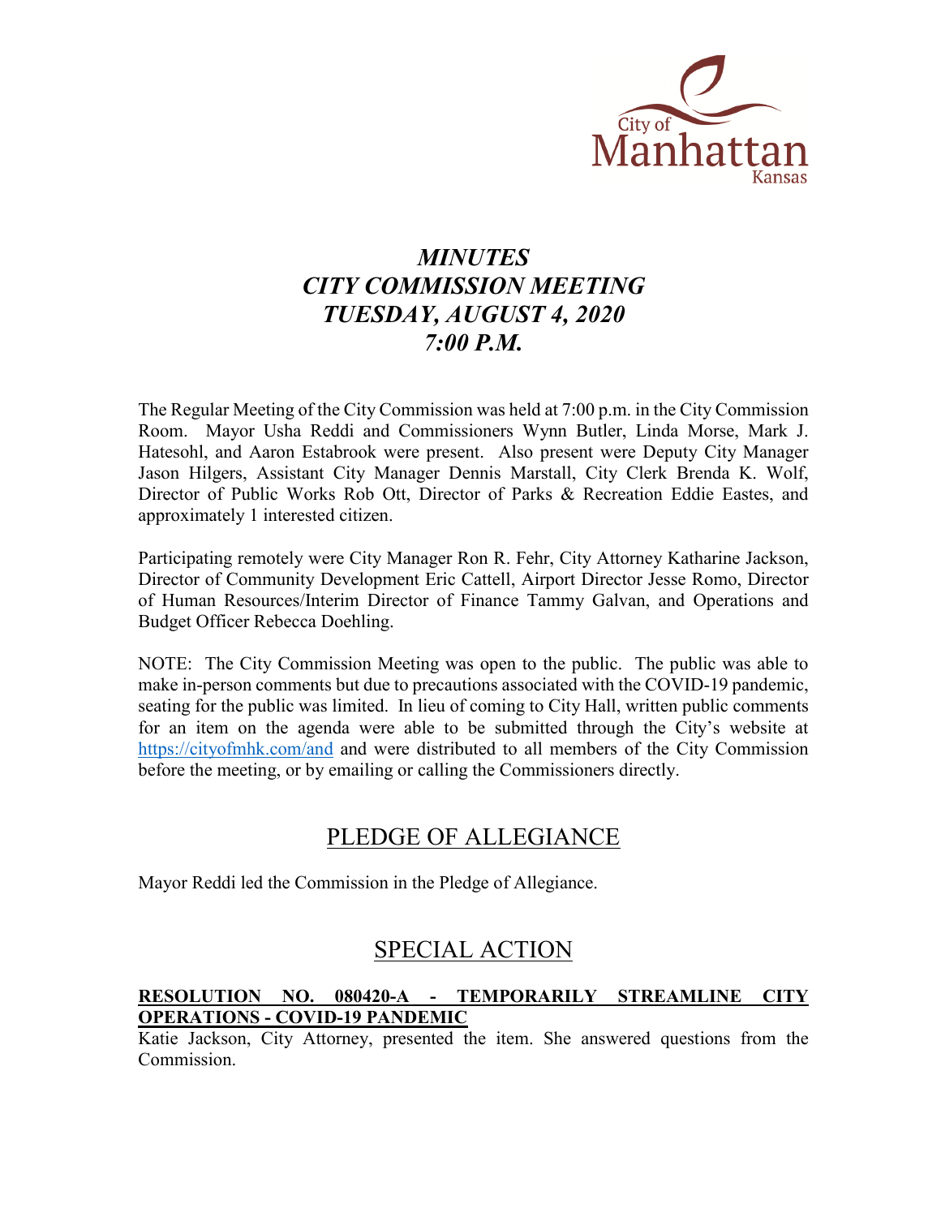# *MINUTES*
# *CITY COMMISSION MEETING*
# *TUESDAY, AUGUST 4, 2020*
# *7:00 P.M.*

The Regular Meeting of the City Commission was held at 7:00 p.m. in the City Commission Room. Mayor Usha Reddi and Commissioners Wynn Butler, Linda Morse, Mark J. Hatesohl, and Aaron Estabrook were present. Also present were Deputy City Manager Jason Hilgers, Assistant City Manager Dennis Marstall, City Clerk Brenda K. Wolf, Director of Public Works Rob Ott, Director of Parks & Recreation Eddie Eastes, and approximately 1 interested citizen.

Participating remotely were City Manager Ron R. Fehr, City Attorney Katharine Jackson, Director of Community Development Eric Cattell, Airport Director Jesse Romo, Director of Human Resources/Interim Director of Finance Tammy Galvan, and Operations and Budget Officer Rebecca Doehling.

NOTE: The City Commission Meeting was open to the public. The public was able to make in-person comments but due to precautions associated with the COVID-19 pandemic, seating for the public was limited. In lieu of coming to City Hall, written public comments for an item on the agenda were able to be submitted through the City's website at https://cityofmhk.com/and and were distributed to all members of the City Commission before the meeting, or by emailing or calling the Commissioners directly.

## PLEDGE OF ALLEGIANCE

Mayor Reddi led the Commission in the Pledge of Allegiance.

## SPECIAL ACTION

**RESOLUTION NO. 080420-A - TEMPORARILY STREAMLINE CITY OPERATIONS - COVID-19 PANDEMIC**

Katie Jackson, City Attorney, presented the item. She answered questions from the Commission.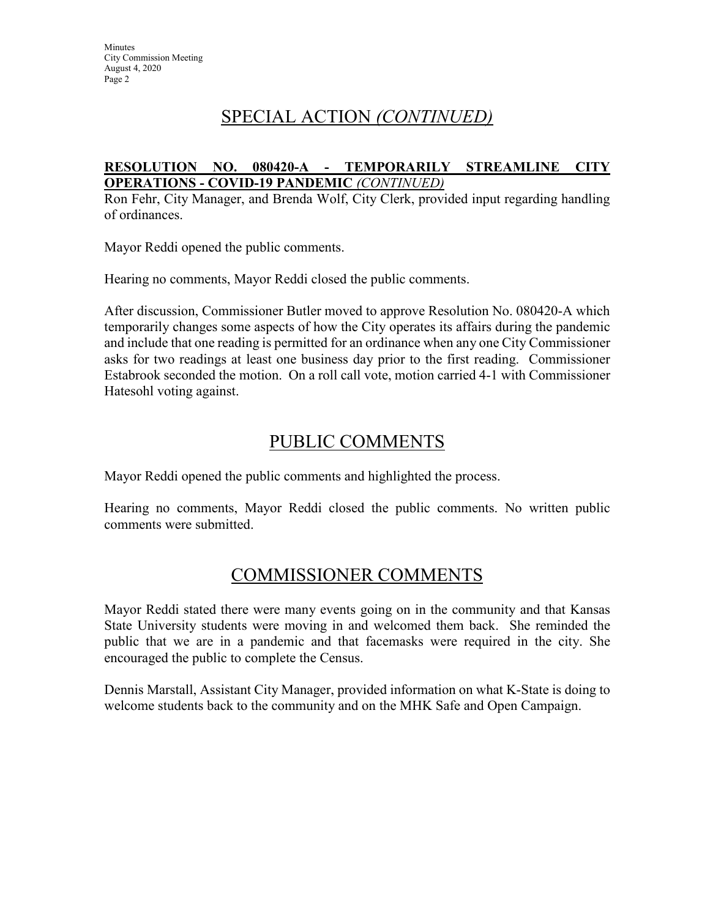# SPECIAL ACTION *(CONTINUED)*

**RESOLUTION NO. 080420-A - TEMPORARILY STREAMLINE CITY OPERATIONS - COVID-19 PANDEMIC** *(CONTINUED)*

Ron Fehr, City Manager, and Brenda Wolf, City Clerk, provided input regarding handling of ordinances.

Mayor Reddi opened the public comments.

Hearing no comments, Mayor Reddi closed the public comments.

After discussion, Commissioner Butler moved to approve Resolution No. 080420-A which temporarily changes some aspects of how the City operates its affairs during the pandemic and include that one reading is permitted for an ordinance when any one City Commissioner asks for two readings at least one business day prior to the first reading. Commissioner Estabrook seconded the motion. On a roll call vote, motion carried 4-1 with Commissioner Hatesohl voting against.

# PUBLIC COMMENTS

Mayor Reddi opened the public comments and highlighted the process.

Hearing no comments, Mayor Reddi closed the public comments. No written public comments were submitted.

# COMMISSIONER COMMENTS

Mayor Reddi stated there were many events going on in the community and that Kansas State University students were moving in and welcomed them back. She reminded the public that we are in a pandemic and that facemasks were required in the city. She encouraged the public to complete the Census.

Dennis Marstall, Assistant City Manager, provided information on what K-State is doing to welcome students back to the community and on the MHK Safe and Open Campaign.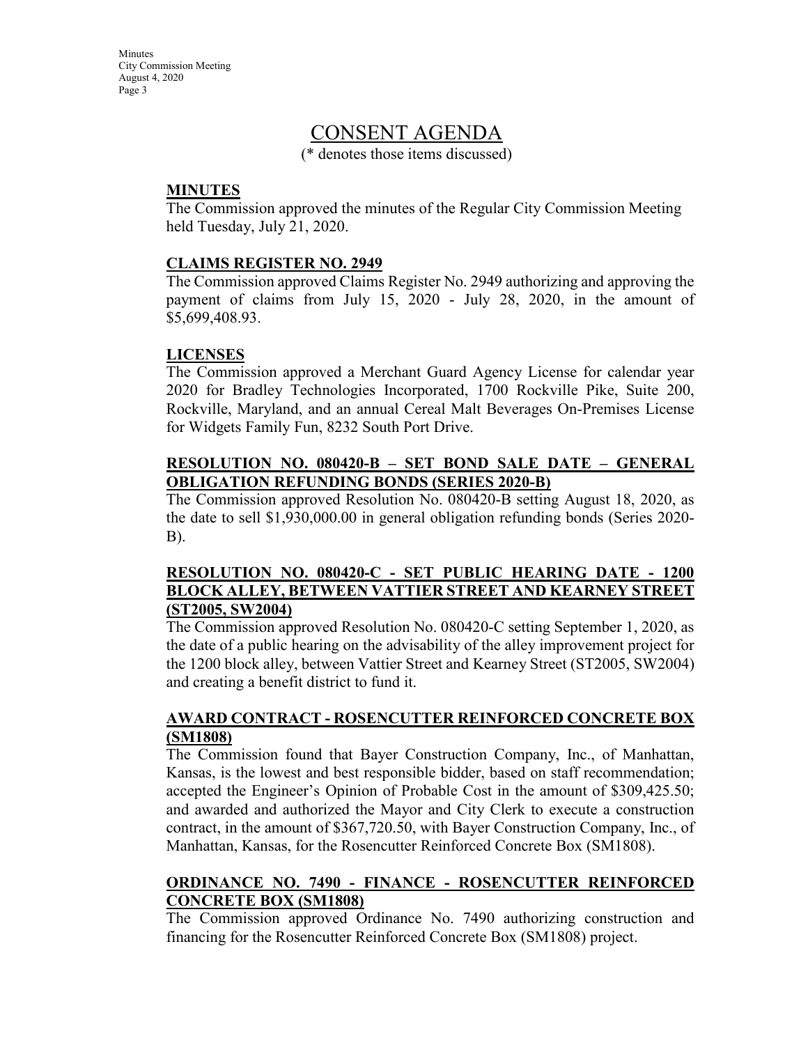# CONSENT AGENDA

(* denotes those items discussed)

**MINUTES**

The Commission approved the minutes of the Regular City Commission Meeting held Tuesday, July 21, 2020.

**CLAIMS REGISTER NO. 2949**

The Commission approved Claims Register No. 2949 authorizing and approving the payment of claims from July 15, 2020 - July 28, 2020, in the amount of $5,699,408.93.

**LICENSES**

The Commission approved a Merchant Guard Agency License for calendar year 2020 for Bradley Technologies Incorporated, 1700 Rockville Pike, Suite 200, Rockville, Maryland, and an annual Cereal Malt Beverages On-Premises License for Widgets Family Fun, 8232 South Port Drive.

**RESOLUTION NO. 080420-B – SET BOND SALE DATE – GENERAL OBLIGATION REFUNDING BONDS (SERIES 2020-B)**

The Commission approved Resolution No. 080420-B setting August 18, 2020, as the date to sell $1,930,000.00 in general obligation refunding bonds (Series 2020-B).

**RESOLUTION NO. 080420-C - SET PUBLIC HEARING DATE - 1200 BLOCK ALLEY, BETWEEN VATTIER STREET AND KEARNEY STREET (ST2005, SW2004)**

The Commission approved Resolution No. 080420-C setting September 1, 2020, as the date of a public hearing on the advisability of the alley improvement project for the 1200 block alley, between Vattier Street and Kearney Street (ST2005, SW2004) and creating a benefit district to fund it.

**AWARD CONTRACT - ROSENCUTTER REINFORCED CONCRETE BOX (SM1808)**

The Commission found that Bayer Construction Company, Inc., of Manhattan, Kansas, is the lowest and best responsible bidder, based on staff recommendation; accepted the Engineer's Opinion of Probable Cost in the amount of $309,425.50; and awarded and authorized the Mayor and City Clerk to execute a construction contract, in the amount of $367,720.50, with Bayer Construction Company, Inc., of Manhattan, Kansas, for the Rosencutter Reinforced Concrete Box (SM1808).

**ORDINANCE NO. 7490 - FINANCE - ROSENCUTTER REINFORCED CONCRETE BOX (SM1808)**

The Commission approved Ordinance No. 7490 authorizing construction and financing for the Rosencutter Reinforced Concrete Box (SM1808) project.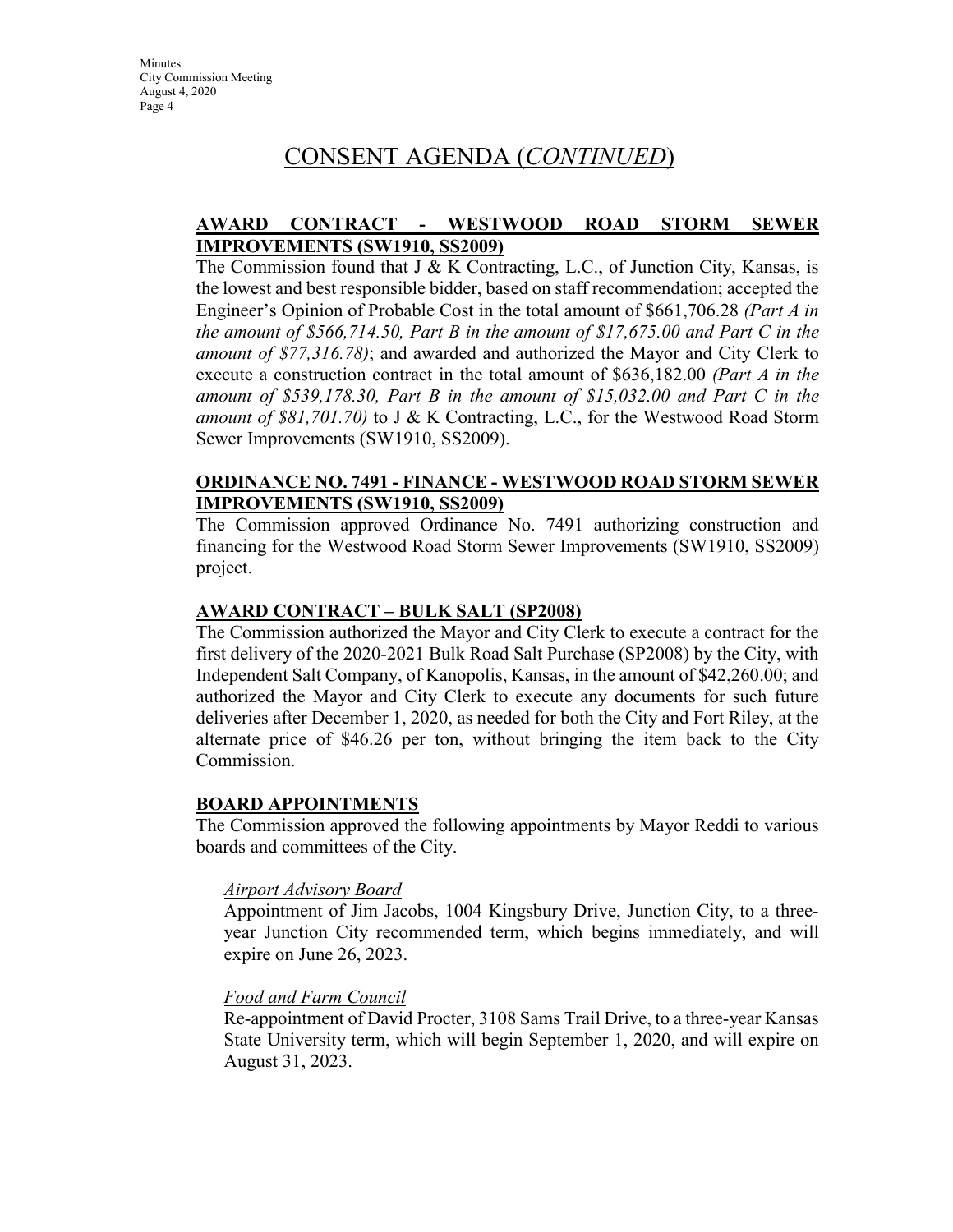# CONSENT AGENDA (*CONTINUED*)

**AWARD CONTRACT - WESTWOOD ROAD STORM SEWER IMPROVEMENTS (SW1910, SS2009)**

The Commission found that J & K Contracting, L.C., of Junction City, Kansas, is the lowest and best responsible bidder, based on staff recommendation; accepted the Engineer's Opinion of Probable Cost in the total amount of $661,706.28 *(Part A in the amount of $566,714.50, Part B in the amount of $17,675.00 and Part C in the amount of $77,316.78)*; and awarded and authorized the Mayor and City Clerk to execute a construction contract in the total amount of $636,182.00 *(Part A in the amount of $539,178.30, Part B in the amount of $15,032.00 and Part C in the amount of $81,701.70)* to J & K Contracting, L.C., for the Westwood Road Storm Sewer Improvements (SW1910, SS2009).

**ORDINANCE NO. 7491 - FINANCE - WESTWOOD ROAD STORM SEWER IMPROVEMENTS (SW1910, SS2009)**

The Commission approved Ordinance No. 7491 authorizing construction and financing for the Westwood Road Storm Sewer Improvements (SW1910, SS2009) project.

**AWARD CONTRACT – BULK SALT (SP2008)**

The Commission authorized the Mayor and City Clerk to execute a contract for the first delivery of the 2020-2021 Bulk Road Salt Purchase (SP2008) by the City, with Independent Salt Company, of Kanopolis, Kansas, in the amount of $42,260.00; and authorized the Mayor and City Clerk to execute any documents for such future deliveries after December 1, 2020, as needed for both the City and Fort Riley, at the alternate price of $46.26 per ton, without bringing the item back to the City Commission.

**BOARD APPOINTMENTS**

The Commission approved the following appointments by Mayor Reddi to various boards and committees of the City.

*Airport Advisory Board*

Appointment of Jim Jacobs, 1004 Kingsbury Drive, Junction City, to a three-year Junction City recommended term, which begins immediately, and will expire on June 26, 2023.

*Food and Farm Council*

Re-appointment of David Procter, 3108 Sams Trail Drive, to a three-year Kansas State University term, which will begin September 1, 2020, and will expire on August 31, 2023.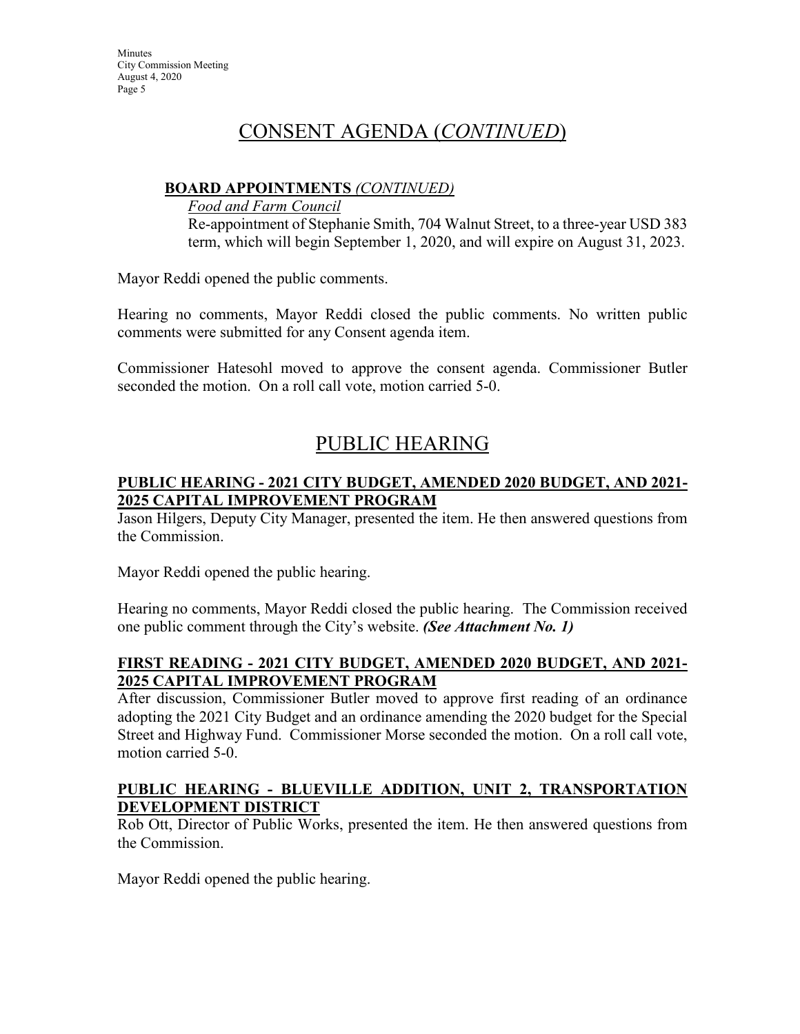# CONSENT AGENDA (*CONTINUED*)

**BOARD APPOINTMENTS** *(CONTINUED)*

*Food and Farm Council*

Re-appointment of Stephanie Smith, 704 Walnut Street, to a three-year USD 383 term, which will begin September 1, 2020, and will expire on August 31, 2023.

Mayor Reddi opened the public comments.

Hearing no comments, Mayor Reddi closed the public comments. No written public comments were submitted for any Consent agenda item.

Commissioner Hatesohl moved to approve the consent agenda. Commissioner Butler seconded the motion. On a roll call vote, motion carried 5-0.

# PUBLIC HEARING

**PUBLIC HEARING - 2021 CITY BUDGET, AMENDED 2020 BUDGET, AND 2021-2025 CAPITAL IMPROVEMENT PROGRAM**

Jason Hilgers, Deputy City Manager, presented the item. He then answered questions from the Commission.

Mayor Reddi opened the public hearing.

Hearing no comments, Mayor Reddi closed the public hearing. The Commission received one public comment through the City's website. ***(See Attachment No. 1)***

**FIRST READING - 2021 CITY BUDGET, AMENDED 2020 BUDGET, AND 2021-2025 CAPITAL IMPROVEMENT PROGRAM**

After discussion, Commissioner Butler moved to approve first reading of an ordinance adopting the 2021 City Budget and an ordinance amending the 2020 budget for the Special Street and Highway Fund. Commissioner Morse seconded the motion. On a roll call vote, motion carried 5-0.

**PUBLIC HEARING - BLUEVILLE ADDITION, UNIT 2, TRANSPORTATION DEVELOPMENT DISTRICT**

Rob Ott, Director of Public Works, presented the item. He then answered questions from the Commission.

Mayor Reddi opened the public hearing.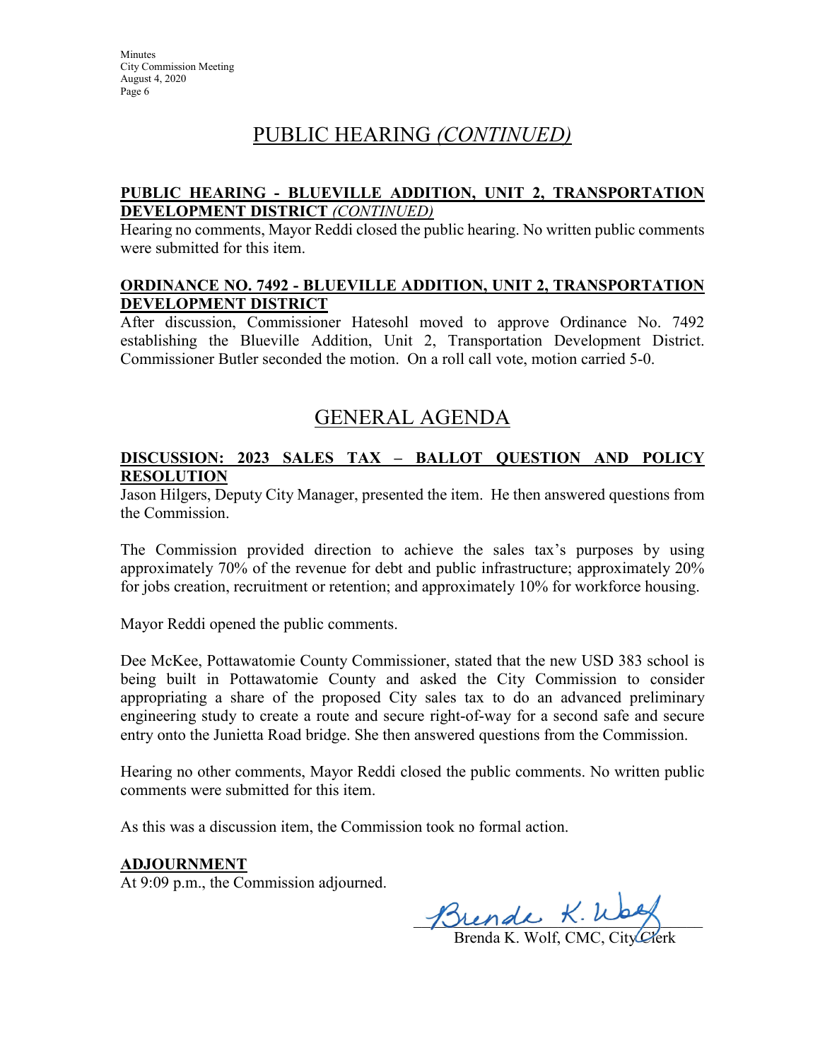# PUBLIC HEARING *(CONTINUED)*

**PUBLIC HEARING - BLUEVILLE ADDITION, UNIT 2, TRANSPORTATION DEVELOPMENT DISTRICT** ***(CONTINUED)***

Hearing no comments, Mayor Reddi closed the public hearing. No written public comments were submitted for this item.

**ORDINANCE NO. 7492 - BLUEVILLE ADDITION, UNIT 2, TRANSPORTATION DEVELOPMENT DISTRICT**

After discussion, Commissioner Hatesohl moved to approve Ordinance No. 7492 establishing the Blueville Addition, Unit 2, Transportation Development District. Commissioner Butler seconded the motion. On a roll call vote, motion carried 5-0.

# GENERAL AGENDA

**DISCUSSION: 2023 SALES TAX – BALLOT QUESTION AND POLICY RESOLUTION**

Jason Hilgers, Deputy City Manager, presented the item. He then answered questions from the Commission.

The Commission provided direction to achieve the sales tax's purposes by using approximately 70% of the revenue for debt and public infrastructure; approximately 20% for jobs creation, recruitment or retention; and approximately 10% for workforce housing.

Mayor Reddi opened the public comments.

Dee McKee, Pottawatomie County Commissioner, stated that the new USD 383 school is being built in Pottawatomie County and asked the City Commission to consider appropriating a share of the proposed City sales tax to do an advanced preliminary engineering study to create a route and secure right-of-way for a second safe and secure entry onto the Junietta Road bridge. She then answered questions from the Commission.

Hearing no other comments, Mayor Reddi closed the public comments. No written public comments were submitted for this item.

As this was a discussion item, the Commission took no formal action.

**ADJOURNMENT**

At 9:09 p.m., the Commission adjourned.

Brenda K. Wolf, CMC, City Clerk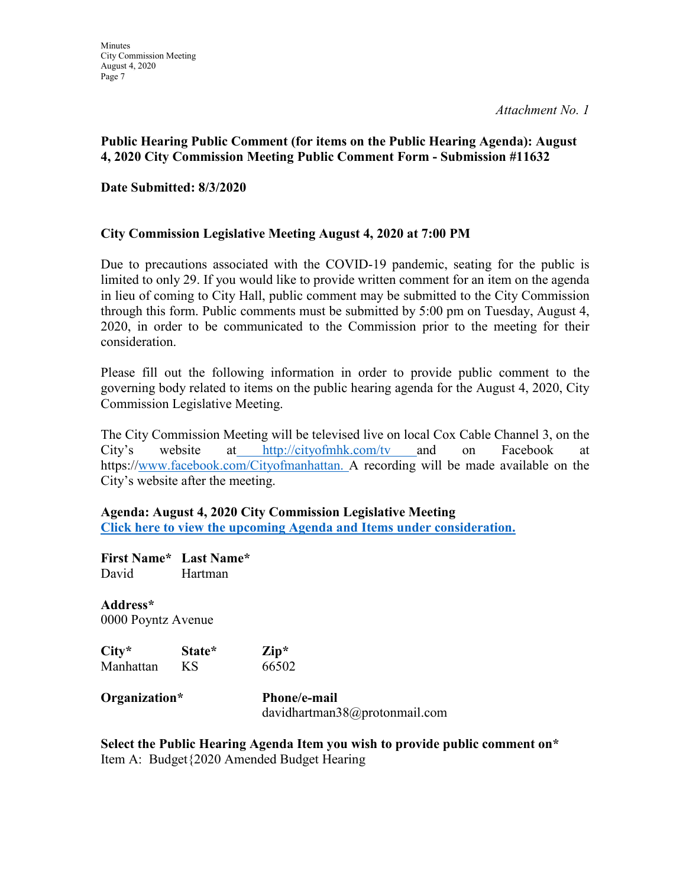*Attachment No. 1*

**Public Hearing Public Comment (for items on the Public Hearing Agenda): August 4, 2020 City Commission Meeting Public Comment Form - Submission #11632**

**Date Submitted: 8/3/2020**

**City Commission Legislative Meeting August 4, 2020 at 7:00 PM**

Due to precautions associated with the COVID-19 pandemic, seating for the public is limited to only 29. If you would like to provide written comment for an item on the agenda in lieu of coming to City Hall, public comment may be submitted to the City Commission through this form. Public comments must be submitted by 5:00 pm on Tuesday, August 4, 2020, in order to be communicated to the Commission prior to the meeting for their consideration.

Please fill out the following information in order to provide public comment to the governing body related to items on the public hearing agenda for the August 4, 2020, City Commission Legislative Meeting.

The City Commission Meeting will be televised live on local Cox Cable Channel 3, on the City's website at http://cityofmhk.com/tv and on Facebook at https://www.facebook.com/Cityofmanhattan. A recording will be made available on the City's website after the meeting.

**Agenda: August 4, 2020 City Commission Legislative Meeting**
**Click here to view the upcoming Agenda and Items under consideration.**

**First Name*** **Last Name***
David Hartman

**Address***
0000 Poyntz Avenue

**City*** **State*** **Zip***
Manhattan KS 66502

**Organization*** **Phone/e-mail**
davidhartman38@protonmail.com

**Select the Public Hearing Agenda Item you wish to provide public comment on***
Item A: Budget{2020 Amended Budget Hearing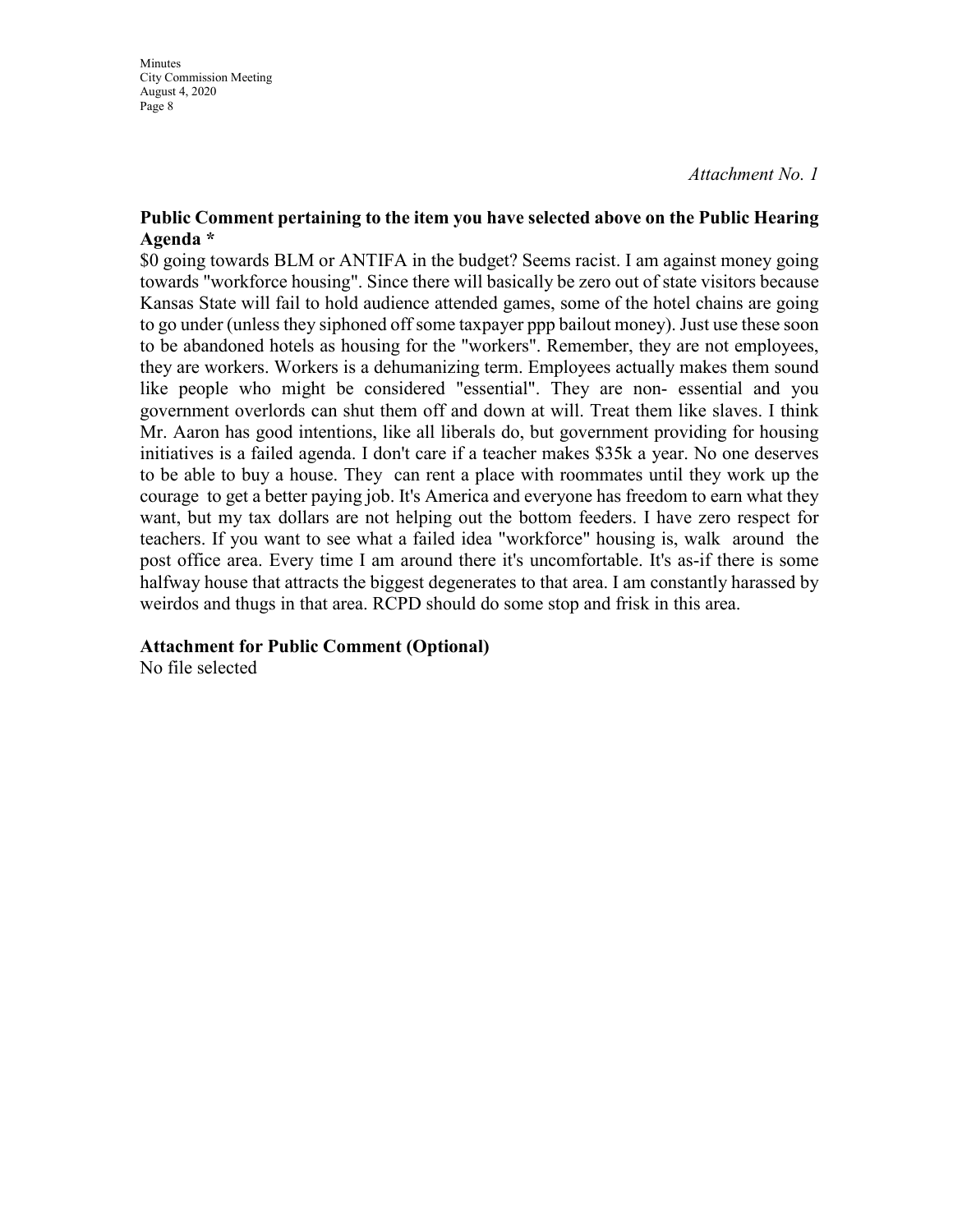*Attachment No. 1*

**Public Comment pertaining to the item you have selected above on the Public Hearing Agenda ***

$0 going towards BLM or ANTIFA in the budget? Seems racist. I am against money going towards "workforce housing". Since there will basically be zero out of state visitors because Kansas State will fail to hold audience attended games, some of the hotel chains are going to go under (unless they siphoned off some taxpayer ppp bailout money). Just use these soon to be abandoned hotels as housing for the "workers". Remember, they are not employees, they are workers. Workers is a dehumanizing term. Employees actually makes them sound like people who might be considered "essential". They are non- essential and you government overlords can shut them off and down at will. Treat them like slaves. I think Mr. Aaron has good intentions, like all liberals do, but government providing for housing initiatives is a failed agenda. I don't care if a teacher makes $35k a year. No one deserves to be able to buy a house. They can rent a place with roommates until they work up the courage to get a better paying job. It's America and everyone has freedom to earn what they want, but my tax dollars are not helping out the bottom feeders. I have zero respect for teachers. If you want to see what a failed idea "workforce" housing is, walk around the post office area. Every time I am around there it's uncomfortable. It's as-if there is some halfway house that attracts the biggest degenerates to that area. I am constantly harassed by weirdos and thugs in that area. RCPD should do some stop and frisk in this area.

**Attachment for Public Comment (Optional)**
No file selected